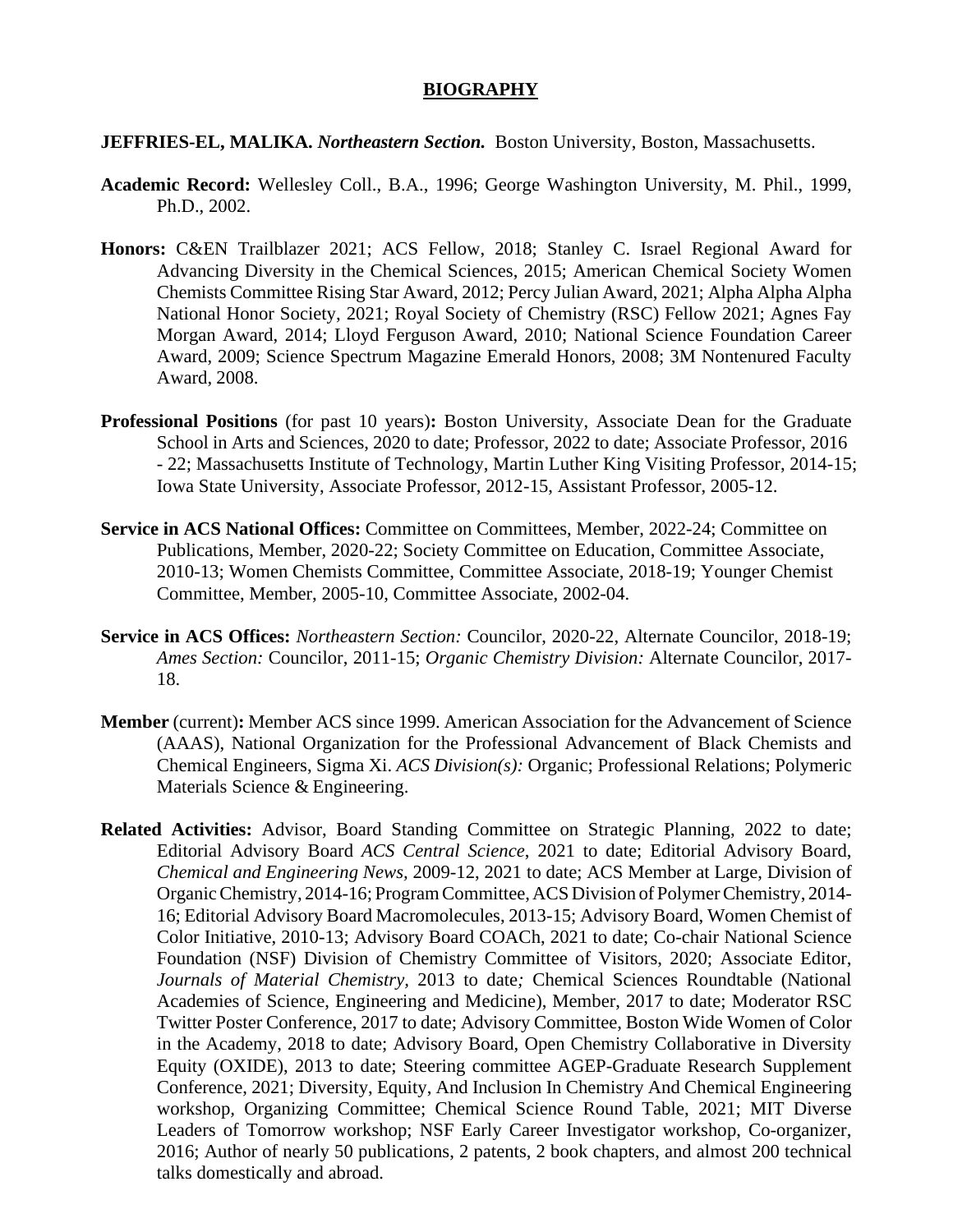# BIOGRAPHY

**JEFFRIES-EL, MALIKA.** ***Northeastern Section.*** Boston University, Boston, Massachusetts.

**Academic Record:** Wellesley Coll., B.A., 1996; George Washington University, M. Phil., 1999, Ph.D., 2002.

**Honors:** C&EN Trailblazer 2021; ACS Fellow, 2018; Stanley C. Israel Regional Award for Advancing Diversity in the Chemical Sciences, 2015; American Chemical Society Women Chemists Committee Rising Star Award, 2012; Percy Julian Award, 2021; Alpha Alpha Alpha National Honor Society, 2021; Royal Society of Chemistry (RSC) Fellow 2021; Agnes Fay Morgan Award, 2014; Lloyd Ferguson Award, 2010; National Science Foundation Career Award, 2009; Science Spectrum Magazine Emerald Honors, 2008; 3M Nontenured Faculty Award, 2008.

**Professional Positions** (for past 10 years)**:** Boston University, Associate Dean for the Graduate School in Arts and Sciences, 2020 to date; Professor, 2022 to date; Associate Professor, 2016 - 22; Massachusetts Institute of Technology, Martin Luther King Visiting Professor, 2014-15; Iowa State University, Associate Professor, 2012-15, Assistant Professor, 2005-12.

**Service in ACS National Offices:** Committee on Committees, Member, 2022-24; Committee on Publications, Member, 2020-22; Society Committee on Education, Committee Associate, 2010-13; Women Chemists Committee, Committee Associate, 2018-19; Younger Chemist Committee, Member, 2005-10, Committee Associate, 2002-04.

**Service in ACS Offices:** *Northeastern Section:* Councilor, 2020-22, Alternate Councilor, 2018-19; *Ames Section:* Councilor, 2011-15; *Organic Chemistry Division:* Alternate Councilor, 2017-18.

**Member** (current)**:** Member ACS since 1999. American Association for the Advancement of Science (AAAS), National Organization for the Professional Advancement of Black Chemists and Chemical Engineers, Sigma Xi. *ACS Division(s):* Organic; Professional Relations; Polymeric Materials Science & Engineering.

**Related Activities:** Advisor, Board Standing Committee on Strategic Planning, 2022 to date; Editorial Advisory Board *ACS Central Science*, 2021 to date; Editorial Advisory Board, *Chemical and Engineering News,* 2009-12, 2021 to date; ACS Member at Large, Division of Organic Chemistry, 2014-16; Program Committee, ACS Division of Polymer Chemistry, 2014-16; Editorial Advisory Board Macromolecules, 2013-15; Advisory Board, Women Chemist of Color Initiative, 2010-13; Advisory Board COACh, 2021 to date; Co-chair National Science Foundation (NSF) Division of Chemistry Committee of Visitors, 2020; Associate Editor, *Journals of Material Chemistry,* 2013 to date*;* Chemical Sciences Roundtable (National Academies of Science, Engineering and Medicine), Member, 2017 to date; Moderator RSC Twitter Poster Conference, 2017 to date; Advisory Committee, Boston Wide Women of Color in the Academy, 2018 to date; Advisory Board, Open Chemistry Collaborative in Diversity Equity (OXIDE), 2013 to date; Steering committee AGEP-Graduate Research Supplement Conference, 2021; Diversity, Equity, And Inclusion In Chemistry And Chemical Engineering workshop, Organizing Committee; Chemical Science Round Table, 2021; MIT Diverse Leaders of Tomorrow workshop; NSF Early Career Investigator workshop, Co-organizer, 2016; Author of nearly 50 publications, 2 patents, 2 book chapters, and almost 200 technical talks domestically and abroad.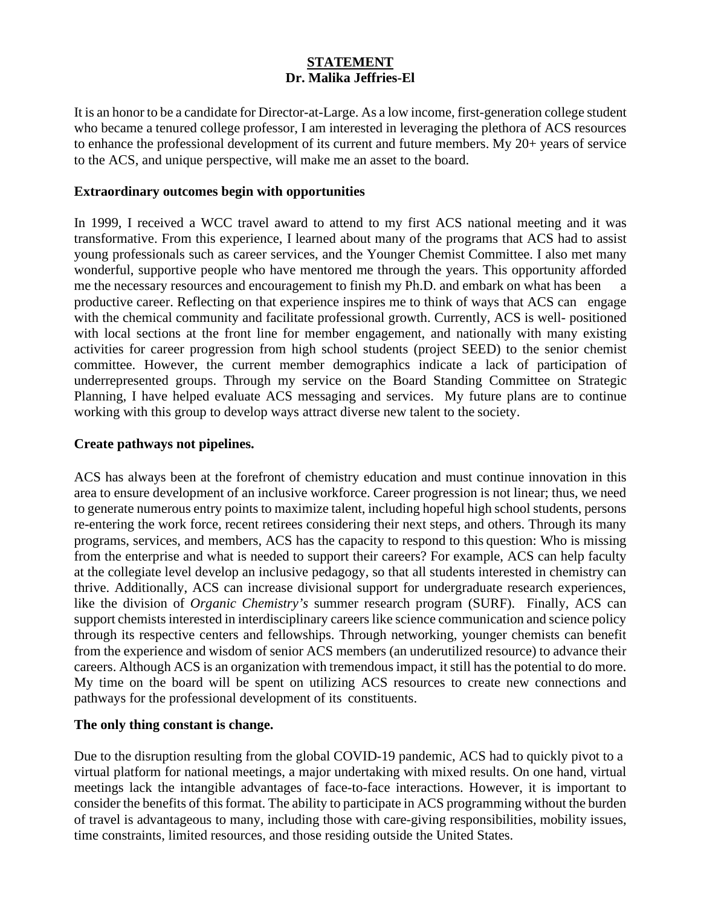**STATEMENT**
**Dr. Malika Jeffries-El**

It is an honor to be a candidate for Director-at-Large. As a low income, first-generation college student who became a tenured college professor, I am interested in leveraging the plethora of ACS resources to enhance the professional development of its current and future members. My 20+ years of service to the ACS, and unique perspective, will make me an asset to the board.

### Extraordinary outcomes begin with opportunities

In 1999, I received a WCC travel award to attend to my first ACS national meeting and it was transformative. From this experience, I learned about many of the programs that ACS had to assist young professionals such as career services, and the Younger Chemist Committee. I also met many wonderful, supportive people who have mentored me through the years. This opportunity afforded me the necessary resources and encouragement to finish my Ph.D. and embark on what has been a productive career. Reflecting on that experience inspires me to think of ways that ACS can engage with the chemical community and facilitate professional growth. Currently, ACS is well- positioned with local sections at the front line for member engagement, and nationally with many existing activities for career progression from high school students (project SEED) to the senior chemist committee. However, the current member demographics indicate a lack of participation of underrepresented groups. Through my service on the Board Standing Committee on Strategic Planning, I have helped evaluate ACS messaging and services. My future plans are to continue working with this group to develop ways attract diverse new talent to the society.

### Create pathways not pipelines.

ACS has always been at the forefront of chemistry education and must continue innovation in this area to ensure development of an inclusive workforce. Career progression is not linear; thus, we need to generate numerous entry points to maximize talent, including hopeful high school students, persons re-entering the work force, recent retirees considering their next steps, and others. Through its many programs, services, and members, ACS has the capacity to respond to this question: Who is missing from the enterprise and what is needed to support their careers? For example, ACS can help faculty at the collegiate level develop an inclusive pedagogy, so that all students interested in chemistry can thrive. Additionally, ACS can increase divisional support for undergraduate research experiences, like the division of *Organic Chemistry's* summer research program (SURF). Finally, ACS can support chemists interested in interdisciplinary careers like science communication and science policy through its respective centers and fellowships. Through networking, younger chemists can benefit from the experience and wisdom of senior ACS members (an underutilized resource) to advance their careers. Although ACS is an organization with tremendous impact, it still has the potential to do more. My time on the board will be spent on utilizing ACS resources to create new connections and pathways for the professional development of its constituents.

### The only thing constant is change.

Due to the disruption resulting from the global COVID-19 pandemic, ACS had to quickly pivot to a virtual platform for national meetings, a major undertaking with mixed results. On one hand, virtual meetings lack the intangible advantages of face-to-face interactions. However, it is important to consider the benefits of this format. The ability to participate in ACS programming without the burden of travel is advantageous to many, including those with care-giving responsibilities, mobility issues, time constraints, limited resources, and those residing outside the United States.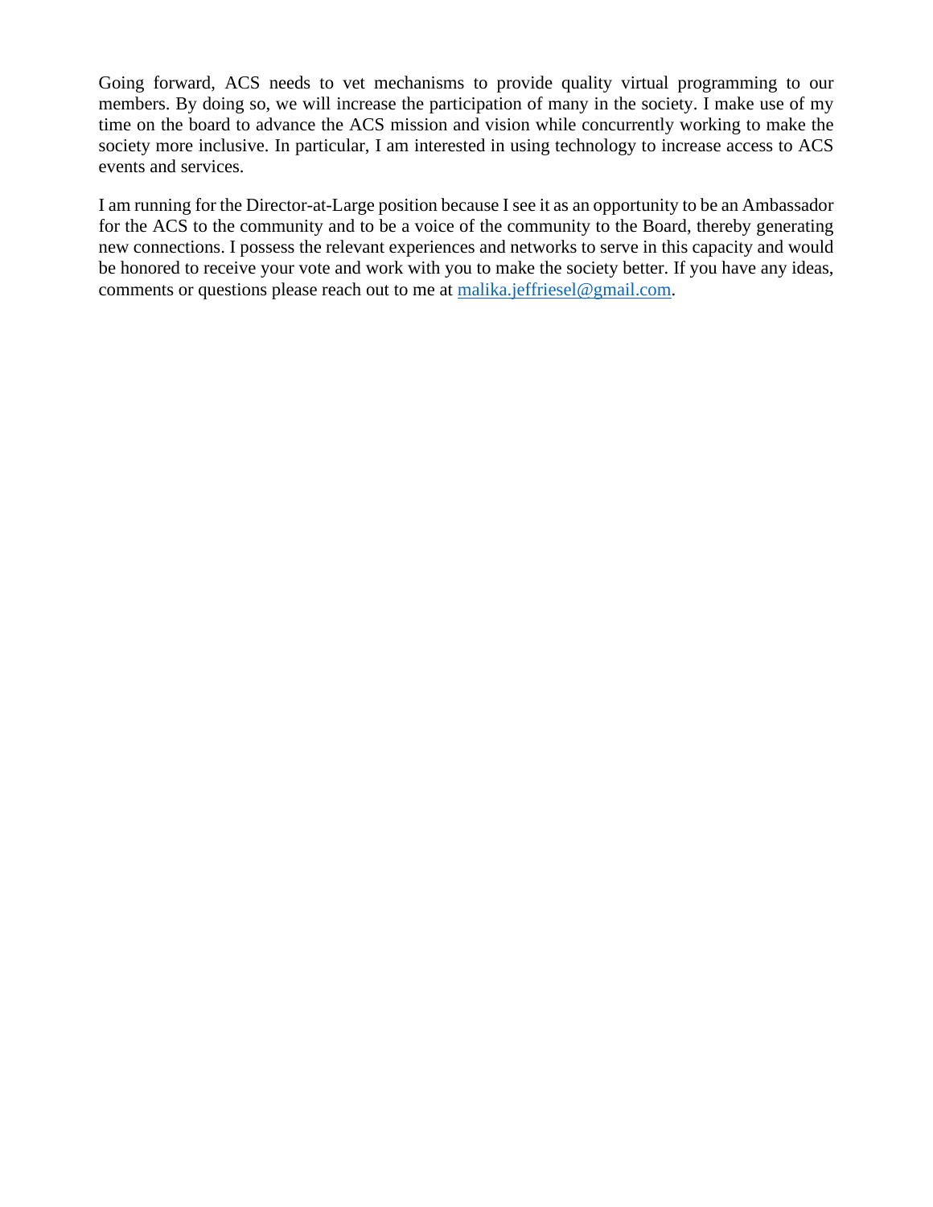Going forward, ACS needs to vet mechanisms to provide quality virtual programming to our members. By doing so, we will increase the participation of many in the society. I make use of my time on the board to advance the ACS mission and vision while concurrently working to make the society more inclusive. In particular, I am interested in using technology to increase access to ACS events and services.

I am running for the Director-at-Large position because I see it as an opportunity to be an Ambassador for the ACS to the community and to be a voice of the community to the Board, thereby generating new connections. I possess the relevant experiences and networks to serve in this capacity and would be honored to receive your vote and work with you to make the society better. If you have any ideas, comments or questions please reach out to me at malika.jeffriesel@gmail.com.